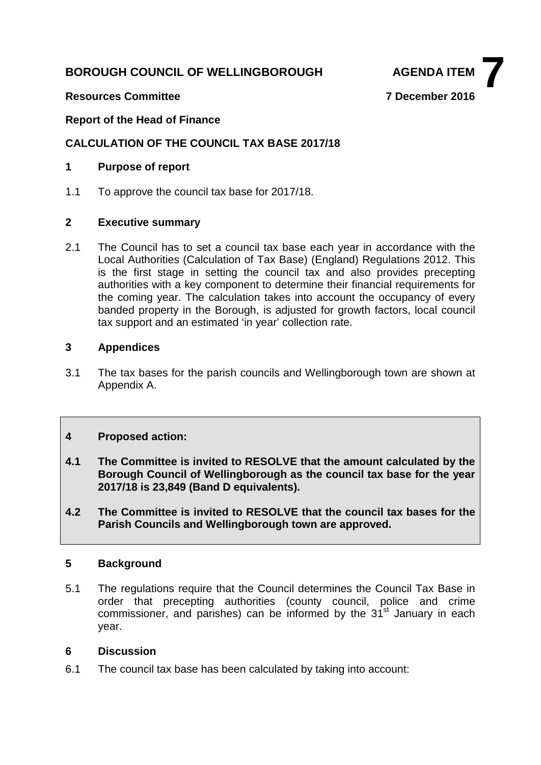**BOROUGH COUNCIL OF WELLINGBOROUGH** **AGENDA ITEM 7**

**Resources Committee** **7 December 2016**

**Report of the Head of Finance**

**CALCULATION OF THE COUNCIL TAX BASE 2017/18**

## 1 Purpose of report

1.1 To approve the council tax base for 2017/18.

## 2 Executive summary

2.1 The Council has to set a council tax base each year in accordance with the Local Authorities (Calculation of Tax Base) (England) Regulations 2012. This is the first stage in setting the council tax and also provides precepting authorities with a key component to determine their financial requirements for the coming year. The calculation takes into account the occupancy of every banded property in the Borough, is adjusted for growth factors, local council tax support and an estimated 'in year' collection rate.

## 3 Appendices

3.1 The tax bases for the parish councils and Wellingborough town are shown at Appendix A.

## 4 Proposed action:

**4.1 The Committee is invited to RESOLVE that the amount calculated by the Borough Council of Wellingborough as the council tax base for the year 2017/18 is 23,849 (Band D equivalents).**

**4.2 The Committee is invited to RESOLVE that the council tax bases for the Parish Councils and Wellingborough town are approved.**

## 5 Background

5.1 The regulations require that the Council determines the Council Tax Base in order that precepting authorities (county council, police and crime commissioner, and parishes) can be informed by the 31st January in each year.

## 6 Discussion

6.1 The council tax base has been calculated by taking into account: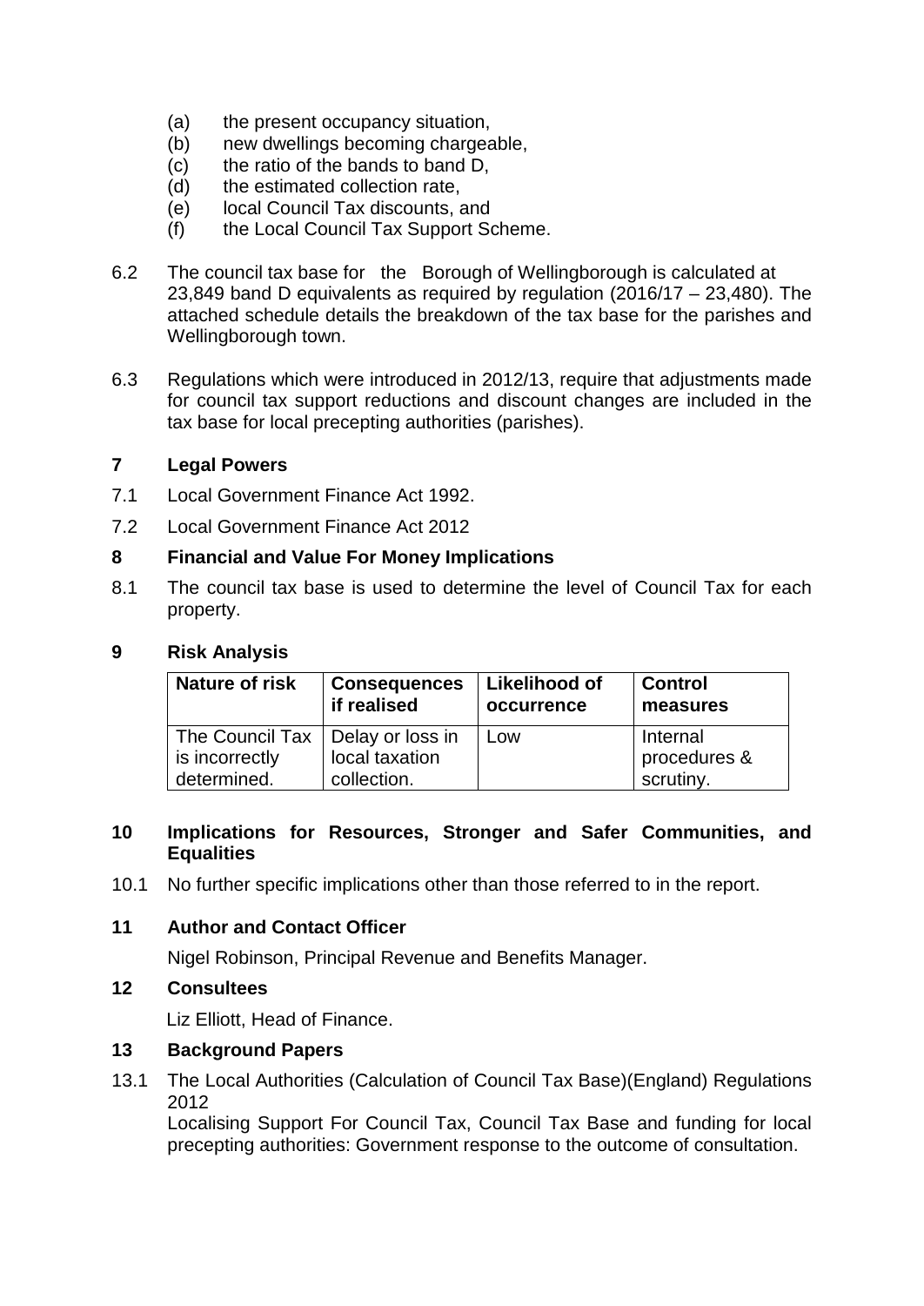(a) the present occupancy situation,
(b) new dwellings becoming chargeable,
(c) the ratio of the bands to band D,
(d) the estimated collection rate,
(e) local Council Tax discounts, and
(f) the Local Council Tax Support Scheme.

6.2 The council tax base for the Borough of Wellingborough is calculated at 23,849 band D equivalents as required by regulation (2016/17 – 23,480). The attached schedule details the breakdown of the tax base for the parishes and Wellingborough town.

6.3 Regulations which were introduced in 2012/13, require that adjustments made for council tax support reductions and discount changes are included in the tax base for local precepting authorities (parishes).

## 7 Legal Powers

7.1 Local Government Finance Act 1992.

7.2 Local Government Finance Act 2012

## 8 Financial and Value For Money Implications

8.1 The council tax base is used to determine the level of Council Tax for each property.

## 9 Risk Analysis

| Nature of risk | Consequences if realised | Likelihood of occurrence | Control measures |
|---|---|---|---|
| The Council Tax is incorrectly determined. | Delay or loss in local taxation collection. | Low | Internal procedures & scrutiny. |

## 10 Implications for Resources, Stronger and Safer Communities, and Equalities

10.1 No further specific implications other than those referred to in the report.

## 11 Author and Contact Officer

Nigel Robinson, Principal Revenue and Benefits Manager.

## 12 Consultees

Liz Elliott, Head of Finance.

## 13 Background Papers

13.1 The Local Authorities (Calculation of Council Tax Base)(England) Regulations 2012

Localising Support For Council Tax, Council Tax Base and funding for local precepting authorities: Government response to the outcome of consultation.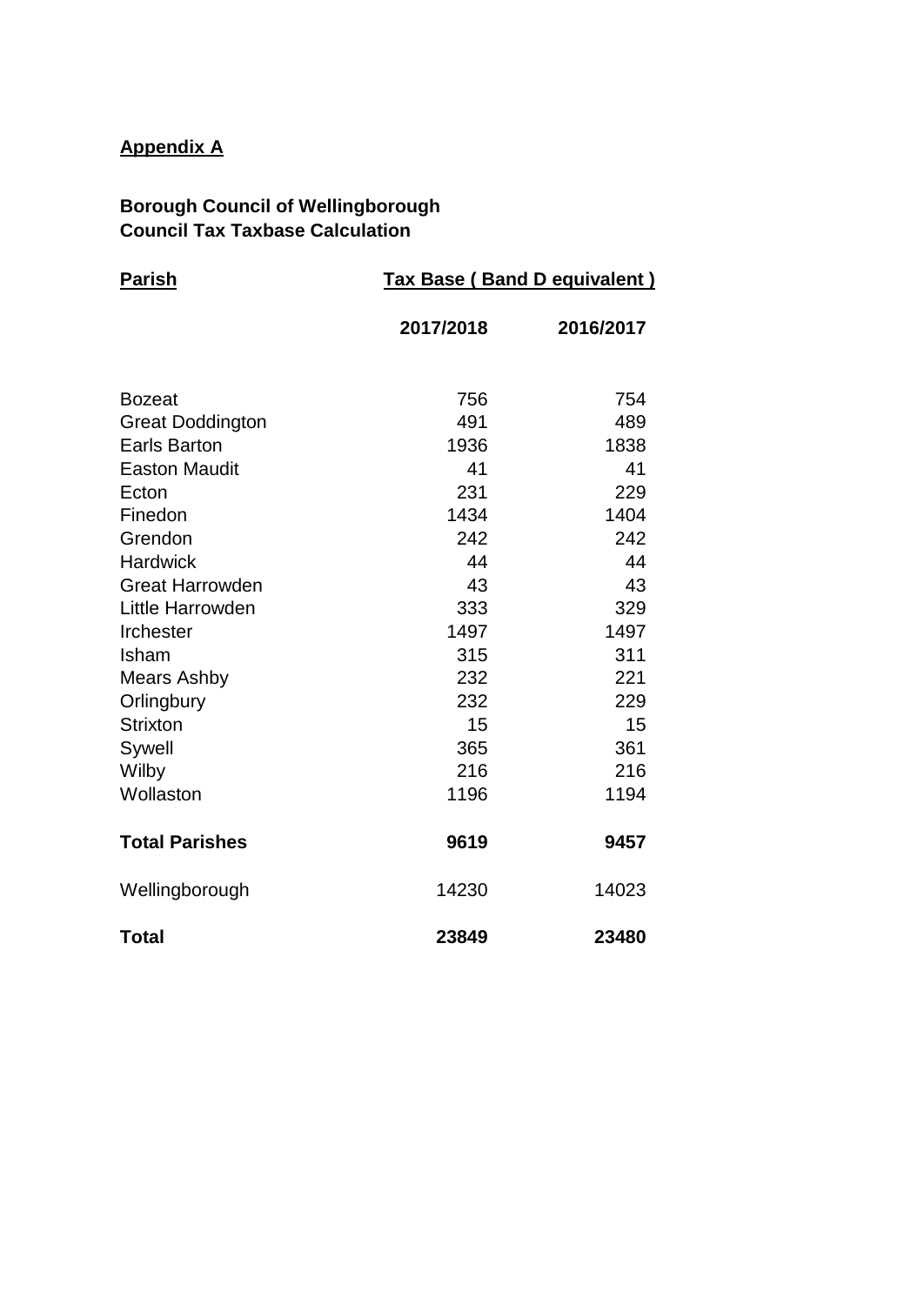**Appendix A**

**Borough Council of Wellingborough**
**Council Tax Taxbase Calculation**

| **Parish** | **Tax Base ( Band D equivalent )** | |
|---|---|---|
| | **2017/2018** | **2016/2017** |
| Bozeat | 756 | 754 |
| Great Doddington | 491 | 489 |
| Earls Barton | 1936 | 1838 |
| Easton Maudit | 41 | 41 |
| Ecton | 231 | 229 |
| Finedon | 1434 | 1404 |
| Grendon | 242 | 242 |
| Hardwick | 44 | 44 |
| Great Harrowden | 43 | 43 |
| Little Harrowden | 333 | 329 |
| Irchester | 1497 | 1497 |
| Isham | 315 | 311 |
| Mears Ashby | 232 | 221 |
| Orlingbury | 232 | 229 |
| Strixton | 15 | 15 |
| Sywell | 365 | 361 |
| Wilby | 216 | 216 |
| Wollaston | 1196 | 1194 |
| **Total Parishes** | **9619** | **9457** |
| Wellingborough | 14230 | 14023 |
| **Total** | **23849** | **23480** |